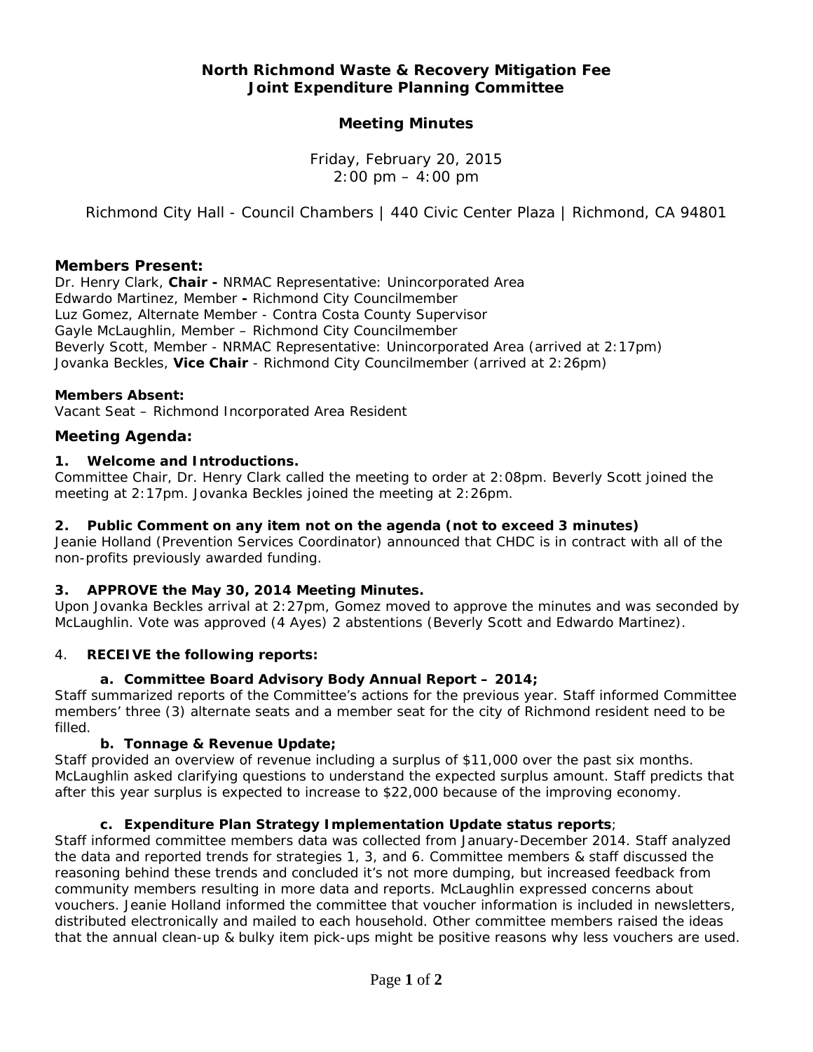# North Richmond Waste & Recovery Mitigation Fee
# Joint Expenditure Planning Committee

## Meeting Minutes

Friday, February 20, 2015
2:00 pm – 4:00 pm

Richmond City Hall - Council Chambers | 440 Civic Center Plaza | Richmond, CA 94801

### Members Present:

Dr. Henry Clark, **Chair -** NRMAC Representative: Unincorporated Area
Edwardo Martinez, Member **-** Richmond City Councilmember
Luz Gomez, Alternate Member - Contra Costa County Supervisor
Gayle McLaughlin, Member – Richmond City Councilmember
Beverly Scott, Member - NRMAC Representative: Unincorporated Area (arrived at 2:17pm)
Jovanka Beckles, **Vice Chair** - Richmond City Councilmember (arrived at 2:26pm)

**Members Absent:**
Vacant Seat – Richmond Incorporated Area Resident

### Meeting Agenda:

**1. Welcome and Introductions.**
Committee Chair, Dr. Henry Clark called the meeting to order at 2:08pm. Beverly Scott joined the meeting at 2:17pm. Jovanka Beckles joined the meeting at 2:26pm.

**2. Public Comment on any item not on the agenda (not to exceed 3 minutes)**
Jeanie Holland (Prevention Services Coordinator) announced that CHDC is in contract with all of the non-profits previously awarded funding.

**3. APPROVE the May 30, 2014 Meeting Minutes.**
Upon Jovanka Beckles arrival at 2:27pm, Gomez moved to approve the minutes and was seconded by McLaughlin. Vote was approved (4 Ayes) 2 abstentions (Beverly Scott and Edwardo Martinez).

4. **RECEIVE the following reports:**

**a. Committee Board Advisory Body Annual Report – 2014;**
Staff summarized reports of the Committee's actions for the previous year. Staff informed Committee members' three (3) alternate seats and a member seat for the city of Richmond resident need to be filled.

**b. Tonnage & Revenue Update;**
Staff provided an overview of revenue including a surplus of $11,000 over the past six months. McLaughlin asked clarifying questions to understand the expected surplus amount. Staff predicts that after this year surplus is expected to increase to $22,000 because of the improving economy.

**c. Expenditure Plan Strategy Implementation Update status reports**;
Staff informed committee members data was collected from January-December 2014. Staff analyzed the data and reported trends for strategies 1, 3, and 6. Committee members & staff discussed the reasoning behind these trends and concluded it's not more dumping, but increased feedback from community members resulting in more data and reports. McLaughlin expressed concerns about vouchers. Jeanie Holland informed the committee that voucher information is included in newsletters, distributed electronically and mailed to each household. Other committee members raised the ideas that the annual clean-up & bulky item pick-ups might be positive reasons why less vouchers are used.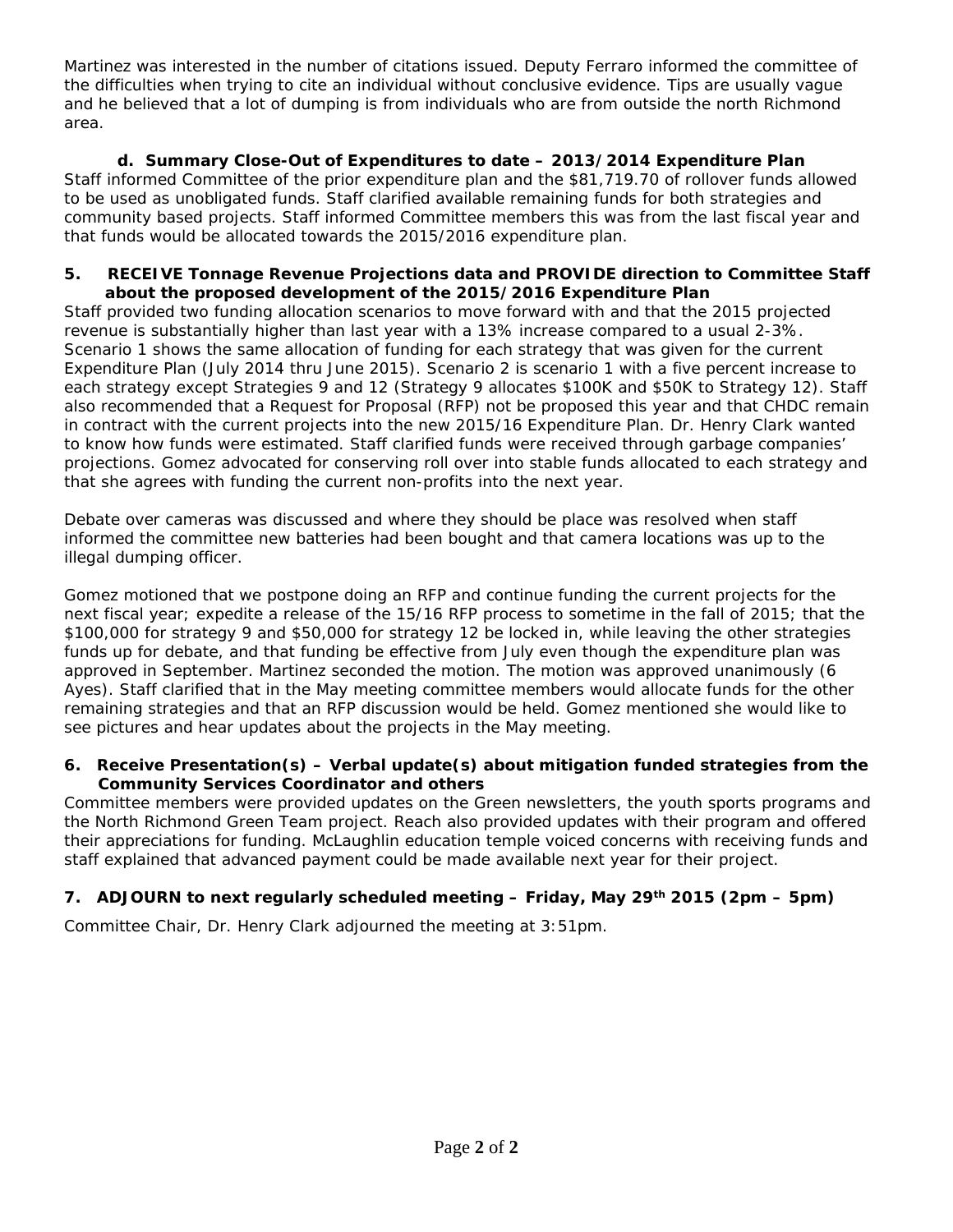Martinez was interested in the number of citations issued. Deputy Ferraro informed the committee of the difficulties when trying to cite an individual without conclusive evidence. Tips are usually vague and he believed that a lot of dumping is from individuals who are from outside the north Richmond area.

**d. Summary Close-Out of Expenditures to date – 2013/2014 Expenditure Plan**

Staff informed Committee of the prior expenditure plan and the $81,719.70 of rollover funds allowed to be used as unobligated funds. Staff clarified available remaining funds for both strategies and community based projects. Staff informed Committee members this was from the last fiscal year and that funds would be allocated towards the 2015/2016 expenditure plan.

**5. RECEIVE Tonnage Revenue Projections data and PROVIDE direction to Committee Staff about the proposed development of the 2015/2016 Expenditure Plan**

Staff provided two funding allocation scenarios to move forward with and that the 2015 projected revenue is substantially higher than last year with a 13% increase compared to a usual 2-3%. Scenario 1 shows the same allocation of funding for each strategy that was given for the current Expenditure Plan (July 2014 thru June 2015). Scenario 2 is scenario 1 with a five percent increase to each strategy except Strategies 9 and 12 (Strategy 9 allocates $100K and $50K to Strategy 12). Staff also recommended that a Request for Proposal (RFP) not be proposed this year and that CHDC remain in contract with the current projects into the new 2015/16 Expenditure Plan. Dr. Henry Clark wanted to know how funds were estimated. Staff clarified funds were received through garbage companies' projections. Gomez advocated for conserving roll over into stable funds allocated to each strategy and that she agrees with funding the current non-profits into the next year.

Debate over cameras was discussed and where they should be place was resolved when staff informed the committee new batteries had been bought and that camera locations was up to the illegal dumping officer.

Gomez motioned that we postpone doing an RFP and continue funding the current projects for the next fiscal year; expedite a release of the 15/16 RFP process to sometime in the fall of 2015; that the $100,000 for strategy 9 and $50,000 for strategy 12 be locked in, while leaving the other strategies funds up for debate, and that funding be effective from July even though the expenditure plan was approved in September. Martinez seconded the motion. The motion was approved unanimously (6 Ayes). Staff clarified that in the May meeting committee members would allocate funds for the other remaining strategies and that an RFP discussion would be held. Gomez mentioned she would like to see pictures and hear updates about the projects in the May meeting.

**6. Receive Presentation(s) – Verbal update(s) about mitigation funded strategies from the Community Services Coordinator and others**

Committee members were provided updates on the Green newsletters, the youth sports programs and the North Richmond Green Team project. Reach also provided updates with their program and offered their appreciations for funding. McLaughlin education temple voiced concerns with receiving funds and staff explained that advanced payment could be made available next year for their project.

**7. ADJOURN to next regularly scheduled meeting – Friday, May 29th 2015 (2pm – 5pm)**

Committee Chair, Dr. Henry Clark adjourned the meeting at 3:51pm.